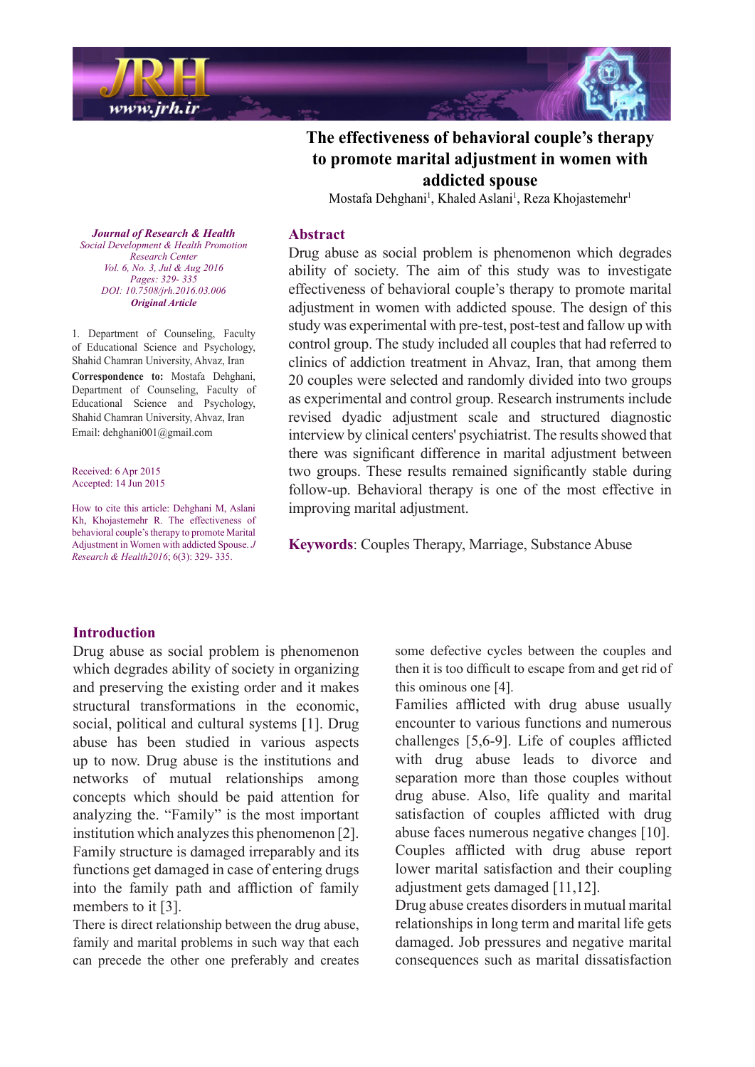# The effectiveness of behavioral couple's therapy to promote marital adjustment in women with addicted spouse

Mostafa Dehghani[1], Khaled Aslani[1], Reza Khojastemehr[1]

*Journal of Research & Health*
*Social Development & Health Promotion Research Center*
*Vol. 6, No. 3, Jul & Aug 2016*
*Pages: 329- 335*
*DOI: 10.7508/jrh.2016.03.006*
***Original Article***

1. Department of Counseling, Faculty of Educational Science and Psychology, Shahid Chamran University, Ahvaz, Iran

**Correspondence to:** Mostafa Dehghani, Department of Counseling, Faculty of Educational Science and Psychology, Shahid Chamran University, Ahvaz, Iran
Email: dehghani001@gmail.com

Received: 6 Apr 2015
Accepted: 14 Jun 2015

How to cite this article: Dehghani M, Aslani Kh, Khojastemehr R. The effectiveness of behavioral couple's therapy to promote Marital Adjustment in Women with addicted Spouse. *J Research & Health2016*; 6(3): 329- 335.

## Abstract

Drug abuse as social problem is phenomenon which degrades ability of society. The aim of this study was to investigate effectiveness of behavioral couple's therapy to promote marital adjustment in women with addicted spouse. The design of this study was experimental with pre-test, post-test and fallow up with control group. The study included all couples that had referred to clinics of addiction treatment in Ahvaz, Iran, that among them 20 couples were selected and randomly divided into two groups as experimental and control group. Research instruments include revised dyadic adjustment scale and structured diagnostic interview by clinical centers' psychiatrist. The results showed that there was significant difference in marital adjustment between two groups. These results remained significantly stable during follow-up. Behavioral therapy is one of the most effective in improving marital adjustment.

**Keywords**: Couples Therapy, Marriage, Substance Abuse

## Introduction

Drug abuse as social problem is phenomenon which degrades ability of society in organizing and preserving the existing order and it makes structural transformations in the economic, social, political and cultural systems [1]. Drug abuse has been studied in various aspects up to now. Drug abuse is the institutions and networks of mutual relationships among concepts which should be paid attention for analyzing the. "Family" is the most important institution which analyzes this phenomenon [2]. Family structure is damaged irreparably and its functions get damaged in case of entering drugs into the family path and affliction of family members to it [3].

There is direct relationship between the drug abuse, family and marital problems in such way that each can precede the other one preferably and creates some defective cycles between the couples and then it is too difficult to escape from and get rid of this ominous one [4].

Families afflicted with drug abuse usually encounter to various functions and numerous challenges [5,6-9]. Life of couples afflicted with drug abuse leads to divorce and separation more than those couples without drug abuse. Also, life quality and marital satisfaction of couples afflicted with drug abuse faces numerous negative changes [10]. Couples afflicted with drug abuse report lower marital satisfaction and their coupling adjustment gets damaged [11,12].

Drug abuse creates disorders in mutual marital relationships in long term and marital life gets damaged. Job pressures and negative marital consequences such as marital dissatisfaction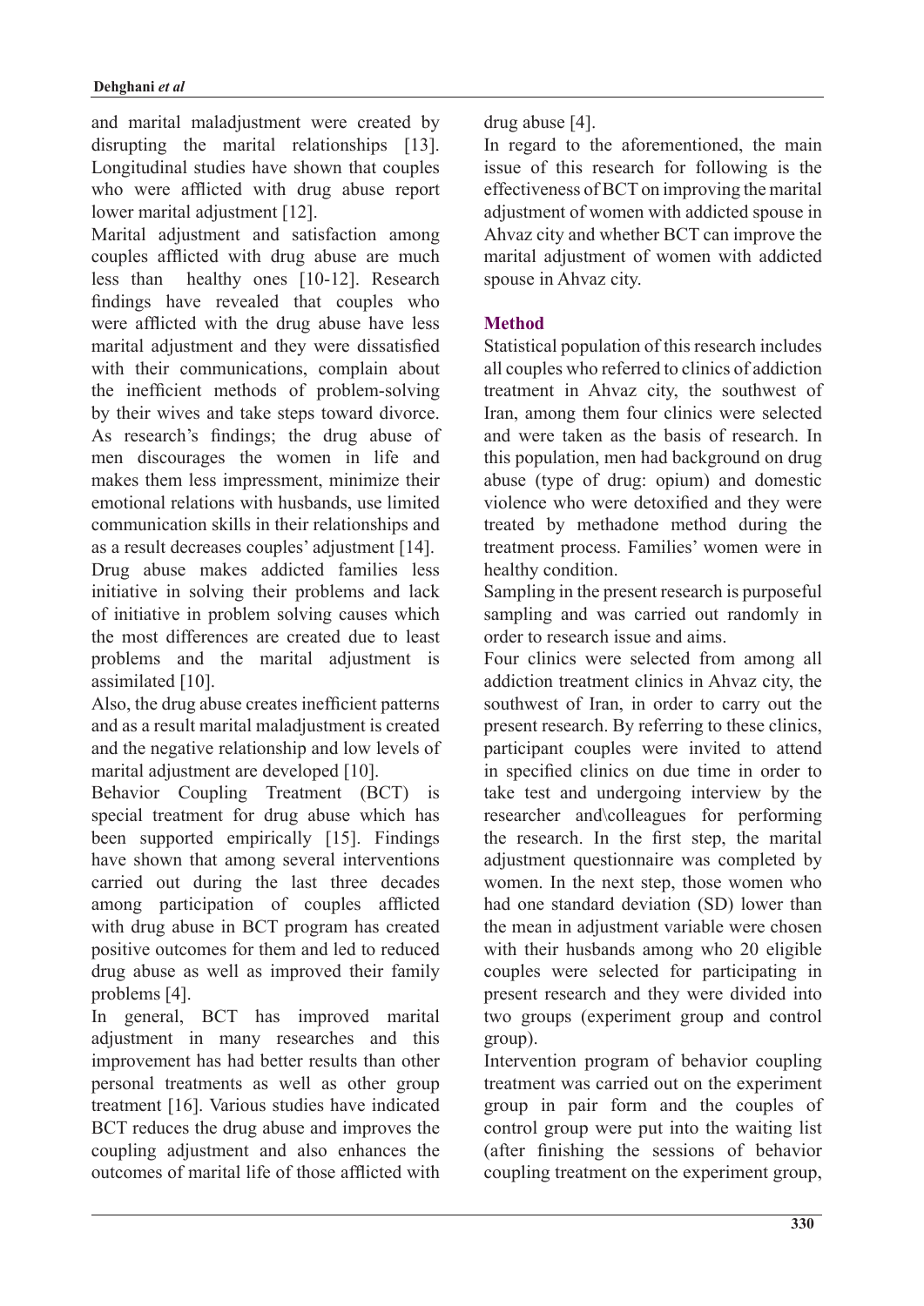and marital maladjustment were created by disrupting the marital relationships [13]. Longitudinal studies have shown that couples who were afflicted with drug abuse report lower marital adjustment [12].

Marital adjustment and satisfaction among couples afflicted with drug abuse are much less than healthy ones [10-12]. Research findings have revealed that couples who were afflicted with the drug abuse have less marital adjustment and they were dissatisfied with their communications, complain about the inefficient methods of problem-solving by their wives and take steps toward divorce. As research's findings; the drug abuse of men discourages the women in life and makes them less impressment, minimize their emotional relations with husbands, use limited communication skills in their relationships and as a result decreases couples' adjustment [14].

Drug abuse makes addicted families less initiative in solving their problems and lack of initiative in problem solving causes which the most differences are created due to least problems and the marital adjustment is assimilated [10].

Also, the drug abuse creates inefficient patterns and as a result marital maladjustment is created and the negative relationship and low levels of marital adjustment are developed [10].

Behavior Coupling Treatment (BCT) is special treatment for drug abuse which has been supported empirically [15]. Findings have shown that among several interventions carried out during the last three decades among participation of couples afflicted with drug abuse in BCT program has created positive outcomes for them and led to reduced drug abuse as well as improved their family problems [4].

In general, BCT has improved marital adjustment in many researches and this improvement has had better results than other personal treatments as well as other group treatment [16]. Various studies have indicated BCT reduces the drug abuse and improves the coupling adjustment and also enhances the outcomes of marital life of those afflicted with drug abuse [4].

In regard to the aforementioned, the main issue of this research for following is the effectiveness of BCT on improving the marital adjustment of women with addicted spouse in Ahvaz city and whether BCT can improve the marital adjustment of women with addicted spouse in Ahvaz city.

## Method

Statistical population of this research includes all couples who referred to clinics of addiction treatment in Ahvaz city, the southwest of Iran, among them four clinics were selected and were taken as the basis of research. In this population, men had background on drug abuse (type of drug: opium) and domestic violence who were detoxified and they were treated by methadone method during the treatment process. Families' women were in healthy condition.

Sampling in the present research is purposeful sampling and was carried out randomly in order to research issue and aims.

Four clinics were selected from among all addiction treatment clinics in Ahvaz city, the southwest of Iran, in order to carry out the present research. By referring to these clinics, participant couples were invited to attend in specified clinics on due time in order to take test and undergoing interview by the researcher and\colleagues for performing the research. In the first step, the marital adjustment questionnaire was completed by women. In the next step, those women who had one standard deviation (SD) lower than the mean in adjustment variable were chosen with their husbands among who 20 eligible couples were selected for participating in present research and they were divided into two groups (experiment group and control group).

Intervention program of behavior coupling treatment was carried out on the experiment group in pair form and the couples of control group were put into the waiting list (after finishing the sessions of behavior coupling treatment on the experiment group,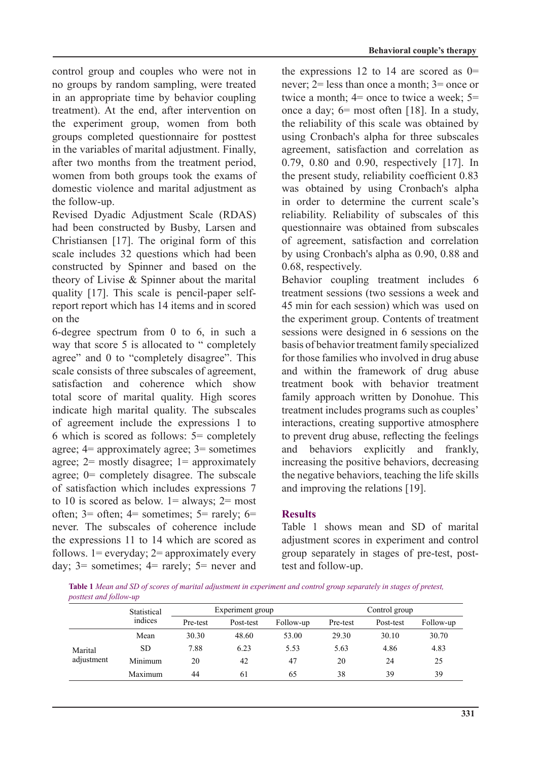control group and couples who were not in no groups by random sampling, were treated in an appropriate time by behavior coupling treatment). At the end, after intervention on the experiment group, women from both groups completed questionnaire for posttest in the variables of marital adjustment. Finally, after two months from the treatment period, women from both groups took the exams of domestic violence and marital adjustment as the follow-up.

Revised Dyadic Adjustment Scale (RDAS) had been constructed by Busby, Larsen and Christiansen [17]. The original form of this scale includes 32 questions which had been constructed by Spinner and based on the theory of Livise & Spinner about the marital quality [17]. This scale is pencil-paper self-report report which has 14 items and in scored on the

6-degree spectrum from 0 to 6, in such a way that score 5 is allocated to " completely agree" and 0 to "completely disagree". This scale consists of three subscales of agreement, satisfaction and coherence which show total score of marital quality. High scores indicate high marital quality. The subscales of agreement include the expressions 1 to 6 which is scored as follows: 5= completely agree; 4= approximately agree; 3= sometimes agree; 2= mostly disagree; 1= approximately agree; 0= completely disagree. The subscale of satisfaction which includes expressions 7 to 10 is scored as below. 1= always; 2= most often; 3= often; 4= sometimes; 5= rarely; 6= never. The subscales of coherence include the expressions 11 to 14 which are scored as follows. 1= everyday; 2= approximately every day; 3= sometimes; 4= rarely; 5= never and the expressions 12 to 14 are scored as 0= never; 2= less than once a month; 3= once or twice a month; 4= once to twice a week; 5= once a day; 6= most often [18]. In a study, the reliability of this scale was obtained by using Cronbach's alpha for three subscales agreement, satisfaction and correlation as 0.79, 0.80 and 0.90, respectively [17]. In the present study, reliability coefficient 0.83 was obtained by using Cronbach's alpha in order to determine the current scale's reliability. Reliability of subscales of this questionnaire was obtained from subscales of agreement, satisfaction and correlation by using Cronbach's alpha as 0.90, 0.88 and 0.68, respectively.

Behavior coupling treatment includes 6 treatment sessions (two sessions a week and 45 min for each session) which was used on the experiment group. Contents of treatment sessions were designed in 6 sessions on the basis of behavior treatment family specialized for those families who involved in drug abuse and within the framework of drug abuse treatment book with behavior treatment family approach written by Donohue. This treatment includes programs such as couples' interactions, creating supportive atmosphere to prevent drug abuse, reflecting the feelings and behaviors explicitly and frankly, increasing the positive behaviors, decreasing the negative behaviors, teaching the life skills and improving the relations [19].

## Results

Table 1 shows mean and SD of marital adjustment scores in experiment and control group separately in stages of pre-test, post-test and follow-up.

**Table 1** *Mean and SD of scores of marital adjustment in experiment and control group separately in stages of pretest, posttest and follow-up*

| | Statistical indices | Experiment group | | | Control group | | |
|---|---|---|---|---|---|---|---|
| | | Pre-test | Post-test | Follow-up | Pre-test | Post-test | Follow-up |
| Marital adjustment | Mean | 30.30 | 48.60 | 53.00 | 29.30 | 30.10 | 30.70 |
| | SD | 7.88 | 6.23 | 5.53 | 5.63 | 4.86 | 4.83 |
| | Minimum | 20 | 42 | 47 | 20 | 24 | 25 |
| | Maximum | 44 | 61 | 65 | 38 | 39 | 39 |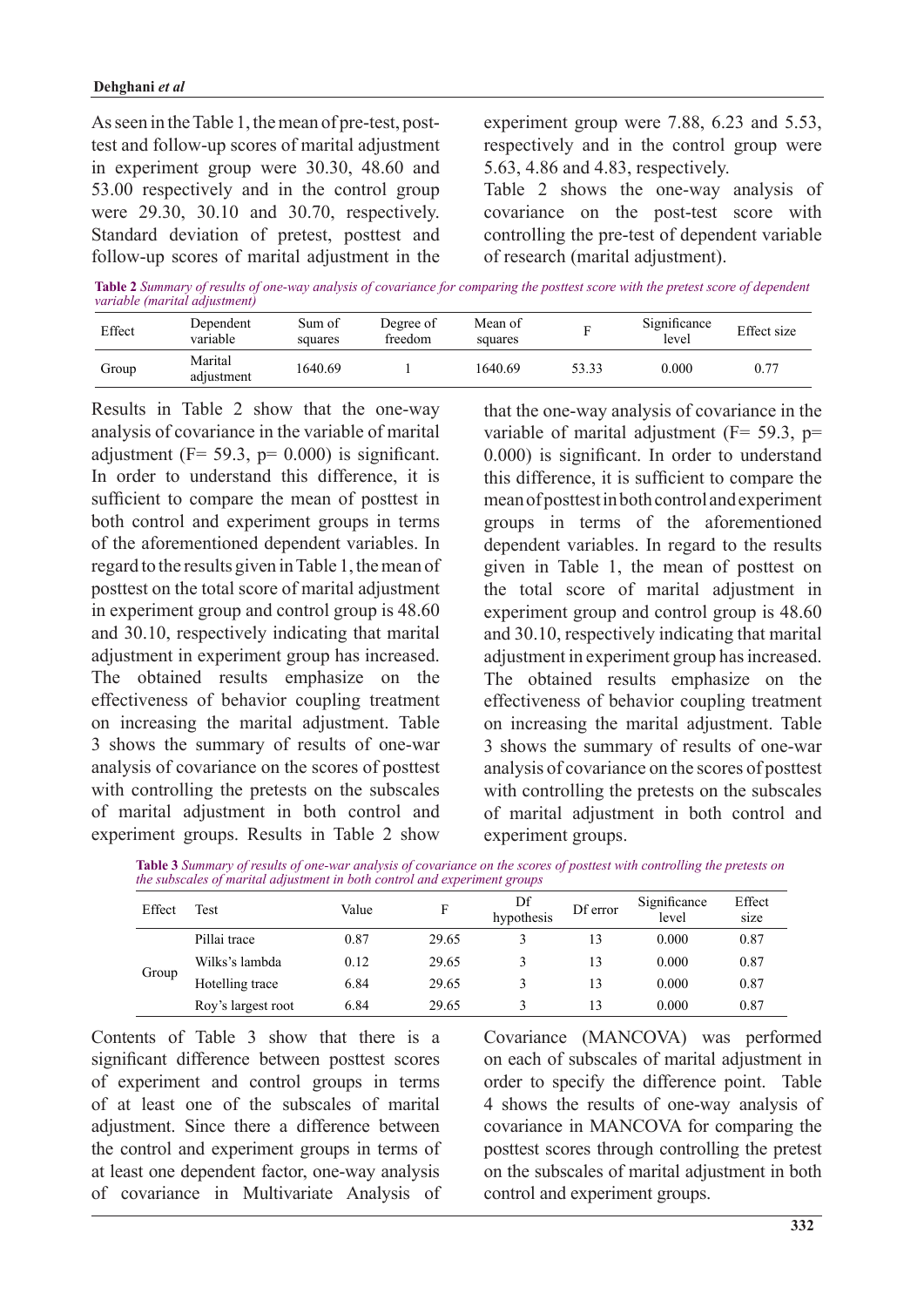As seen in the Table 1, the mean of pre-test, post-test and follow-up scores of marital adjustment in experiment group were 30.30, 48.60 and 53.00 respectively and in the control group were 29.30, 30.10 and 30.70, respectively. Standard deviation of pretest, posttest and follow-up scores of marital adjustment in the experiment group were 7.88, 6.23 and 5.53, respectively and in the control group were 5.63, 4.86 and 4.83, respectively.

Table 2 shows the one-way analysis of covariance on the post-test score with controlling the pre-test of dependent variable of research (marital adjustment).

**Table 2** *Summary of results of one-way analysis of covariance for comparing the posttest score with the pretest score of dependent variable (marital adjustment)*

| Effect | Dependent variable | Sum of squares | Degree of freedom | Mean of squares | F | Significance level | Effect size |
|---|---|---|---|---|---|---|---|
| Group | Marital adjustment | 1640.69 | 1 | 1640.69 | 53.33 | 0.000 | 0.77 |

Results in Table 2 show that the one-way analysis of covariance in the variable of marital adjustment ($F= 59.3$, $p= 0.000$) is significant. In order to understand this difference, it is sufficient to compare the mean of posttest in both control and experiment groups in terms of the aforementioned dependent variables. In regard to the results given in Table 1, the mean of posttest on the total score of marital adjustment in experiment group and control group is 48.60 and 30.10, respectively indicating that marital adjustment in experiment group has increased. The obtained results emphasize on the effectiveness of behavior coupling treatment on increasing the marital adjustment. Table 3 shows the summary of results of one-war analysis of covariance on the scores of posttest with controlling the pretests on the subscales of marital adjustment in both control and experiment groups. Results in Table 2 show that the one-way analysis of covariance in the variable of marital adjustment ($F= 59.3$, $p= 0.000$) is significant. In order to understand this difference, it is sufficient to compare the mean of posttest in both control and experiment groups in terms of the aforementioned dependent variables. In regard to the results given in Table 1, the mean of posttest on the total score of marital adjustment in experiment group and control group is 48.60 and 30.10, respectively indicating that marital adjustment in experiment group has increased. The obtained results emphasize on the effectiveness of behavior coupling treatment on increasing the marital adjustment. Table 3 shows the summary of results of one-war analysis of covariance on the scores of posttest with controlling the pretests on the subscales of marital adjustment in both control and experiment groups.

**Table 3** *Summary of results of one-war analysis of covariance on the scores of posttest with controlling the pretests on the subscales of marital adjustment in both control and experiment groups*

| Effect | Test | Value | F | Df hypothesis | Df error | Significance level | Effect size |
|---|---|---|---|---|---|---|---|
| Group | Pillai trace | 0.87 | 29.65 | 3 | 13 | 0.000 | 0.87 |
| | Wilks's lambda | 0.12 | 29.65 | 3 | 13 | 0.000 | 0.87 |
| | Hotelling trace | 6.84 | 29.65 | 3 | 13 | 0.000 | 0.87 |
| | Roy's largest root | 6.84 | 29.65 | 3 | 13 | 0.000 | 0.87 |

Contents of Table 3 show that there is a significant difference between posttest scores of experiment and control groups in terms of at least one of the subscales of marital adjustment. Since there a difference between the control and experiment groups in terms of at least one dependent factor, one-way analysis of covariance in Multivariate Analysis of Covariance (MANCOVA) was performed on each of subscales of marital adjustment in order to specify the difference point. Table 4 shows the results of one-way analysis of covariance in MANCOVA for comparing the posttest scores through controlling the pretest on the subscales of marital adjustment in both control and experiment groups.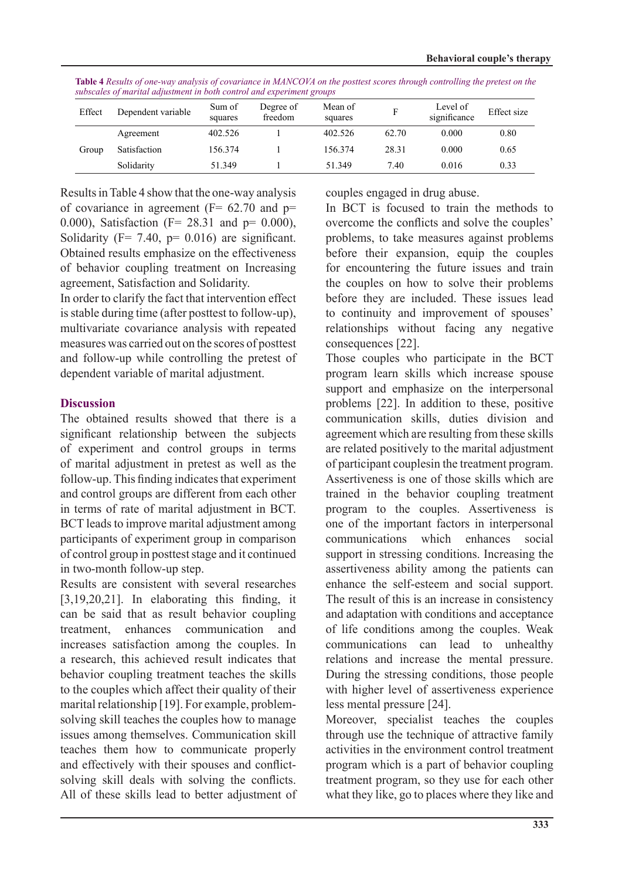**Table 4** *Results of one-way analysis of covariance in MANCOVA on the posttest scores through controlling the pretest on the subscales of marital adjustment in both control and experiment groups*

| Effect | Dependent variable | Sum of squares | Degree of freedom | Mean of squares | F | Level of significance | Effect size |
|---|---|---|---|---|---|---|---|
| Group | Agreement | 402.526 | 1 | 402.526 | 62.70 | 0.000 | 0.80 |
| | Satisfaction | 156.374 | 1 | 156.374 | 28.31 | 0.000 | 0.65 |
| | Solidarity | 51.349 | 1 | 51.349 | 7.40 | 0.016 | 0.33 |

Results in Table 4 show that the one-way analysis of covariance in agreement ($F= 62.70$ and $p= 0.000$), Satisfaction ($F= 28.31$ and $p= 0.000$), Solidarity ($F= 7.40$, $p= 0.016$) are significant. Obtained results emphasize on the effectiveness of behavior coupling treatment on Increasing agreement, Satisfaction and Solidarity.

In order to clarify the fact that intervention effect is stable during time (after posttest to follow-up), multivariate covariance analysis with repeated measures was carried out on the scores of posttest and follow-up while controlling the pretest of dependent variable of marital adjustment.

## Discussion

The obtained results showed that there is a significant relationship between the subjects of experiment and control groups in terms of marital adjustment in pretest as well as the follow-up. This finding indicates that experiment and control groups are different from each other in terms of rate of marital adjustment in BCT. BCT leads to improve marital adjustment among participants of experiment group in comparison of control group in posttest stage and it continued in two-month follow-up step.

Results are consistent with several researches [3,19,20,21]. In elaborating this finding, it can be said that as result behavior coupling treatment, enhances communication and increases satisfaction among the couples. In a research, this achieved result indicates that behavior coupling treatment teaches the skills to the couples which affect their quality of their marital relationship [19]. For example, problem-solving skill teaches the couples how to manage issues among themselves. Communication skill teaches them how to communicate properly and effectively with their spouses and conflict-solving skill deals with solving the conflicts. All of these skills lead to better adjustment of couples engaged in drug abuse.

In BCT is focused to train the methods to overcome the conflicts and solve the couples' problems, to take measures against problems before their expansion, equip the couples for encountering the future issues and train the couples on how to solve their problems before they are included. These issues lead to continuity and improvement of spouses' relationships without facing any negative consequences [22].

Those couples who participate in the BCT program learn skills which increase spouse support and emphasize on the interpersonal problems [22]. In addition to these, positive communication skills, duties division and agreement which are resulting from these skills are related positively to the marital adjustment of participant couplesin the treatment program. Assertiveness is one of those skills which are trained in the behavior coupling treatment program to the couples. Assertiveness is one of the important factors in interpersonal communications which enhances social support in stressing conditions. Increasing the assertiveness ability among the patients can enhance the self-esteem and social support. The result of this is an increase in consistency and adaptation with conditions and acceptance of life conditions among the couples. Weak communications can lead to unhealthy relations and increase the mental pressure. During the stressing conditions, those people with higher level of assertiveness experience less mental pressure [24].

Moreover, specialist teaches the couples through use the technique of attractive family activities in the environment control treatment program which is a part of behavior coupling treatment program, so they use for each other what they like, go to places where they like and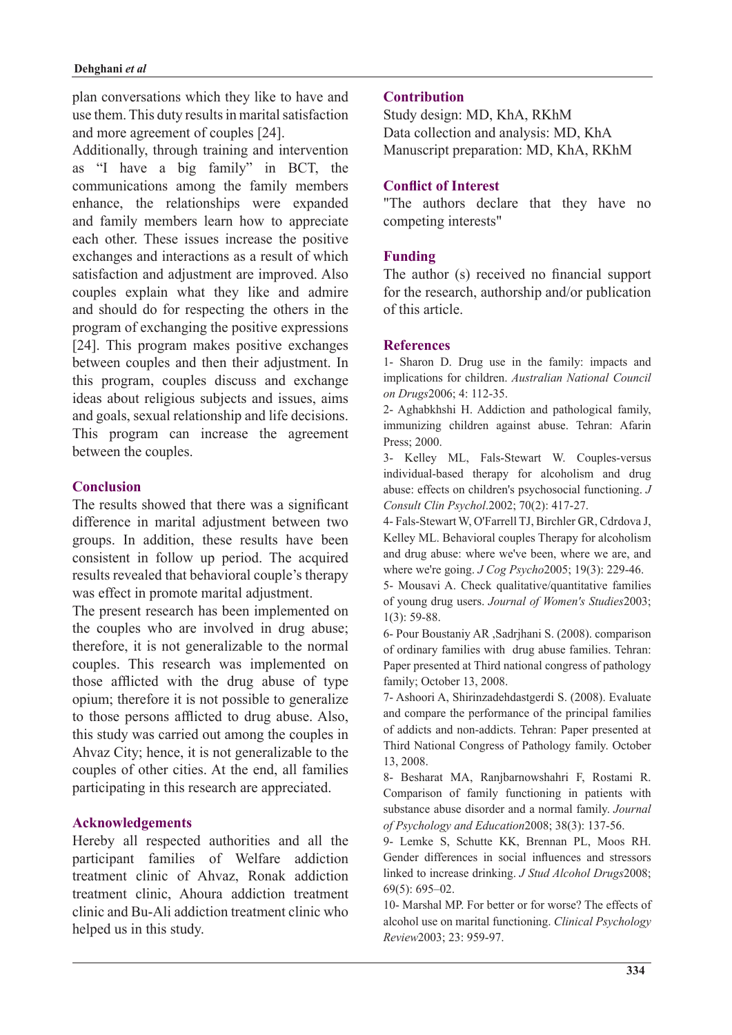plan conversations which they like to have and use them. This duty results in marital satisfaction and more agreement of couples [24].

Additionally, through training and intervention as "I have a big family" in BCT, the communications among the family members enhance, the relationships were expanded and family members learn how to appreciate each other. These issues increase the positive exchanges and interactions as a result of which satisfaction and adjustment are improved. Also couples explain what they like and admire and should do for respecting the others in the program of exchanging the positive expressions [24]. This program makes positive exchanges between couples and then their adjustment. In this program, couples discuss and exchange ideas about religious subjects and issues, aims and goals, sexual relationship and life decisions. This program can increase the agreement between the couples.

## Conclusion

The results showed that there was a significant difference in marital adjustment between two groups. In addition, these results have been consistent in follow up period. The acquired results revealed that behavioral couple's therapy was effect in promote marital adjustment.

The present research has been implemented on the couples who are involved in drug abuse; therefore, it is not generalizable to the normal couples. This research was implemented on those afflicted with the drug abuse of type opium; therefore it is not possible to generalize to those persons afflicted to drug abuse. Also, this study was carried out among the couples in Ahvaz City; hence, it is not generalizable to the couples of other cities. At the end, all families participating in this research are appreciated.

## Acknowledgements

Hereby all respected authorities and all the participant families of Welfare addiction treatment clinic of Ahvaz, Ronak addiction treatment clinic, Ahoura addiction treatment clinic and Bu-Ali addiction treatment clinic who helped us in this study.

## Contribution

Study design: MD, KhA, RKhM

Data collection and analysis: MD, KhA

Manuscript preparation: MD, KhA, RKhM

## Conflict of Interest

"The authors declare that they have no competing interests"

## Funding

The author (s) received no financial support for the research, authorship and/or publication of this article.

## References

1- Sharon D. Drug use in the family: impacts and implications for children. *Australian National Council on Drugs*2006; 4: 112-35.

2- Aghabkhshi H. Addiction and pathological family, immunizing children against abuse. Tehran: Afarin Press; 2000.

3- Kelley ML, Fals-Stewart W. Couples-versus individual-based therapy for alcoholism and drug abuse: effects on children's psychosocial functioning. *J Consult Clin Psychol*.2002; 70(2): 417-27.

4- Fals-Stewart W, O'Farrell TJ, Birchler GR, Cdrdova J, Kelley ML. Behavioral couples Therapy for alcoholism and drug abuse: where we've been, where we are, and where we're going. *J Cog Psycho*2005; 19(3): 229-46.

5- Mousavi A. Check qualitative/quantitative families of young drug users. *Journal of Women's Studies*2003; 1(3): 59-88.

6- Pour Boustaniy AR ,Sadrjhani S. (2008). comparison of ordinary families with drug abuse families. Tehran: Paper presented at Third national congress of pathology family; October 13, 2008.

7- Ashoori A, Shirinzadehdastgerdi S. (2008). Evaluate and compare the performance of the principal families of addicts and non-addicts. Tehran: Paper presented at Third National Congress of Pathology family. October 13, 2008.

8- Besharat MA, Ranjbarnowshahri F, Rostami R. Comparison of family functioning in patients with substance abuse disorder and a normal family. *Journal of Psychology and Education*2008; 38(3): 137-56.

9- Lemke S, Schutte KK, Brennan PL, Moos RH. Gender differences in social influences and stressors linked to increase drinking. *J Stud Alcohol Drugs*2008; 69(5): 695–02.

10- Marshal MP. For better or for worse? The effects of alcohol use on marital functioning. *Clinical Psychology Review*2003; 23: 959-97.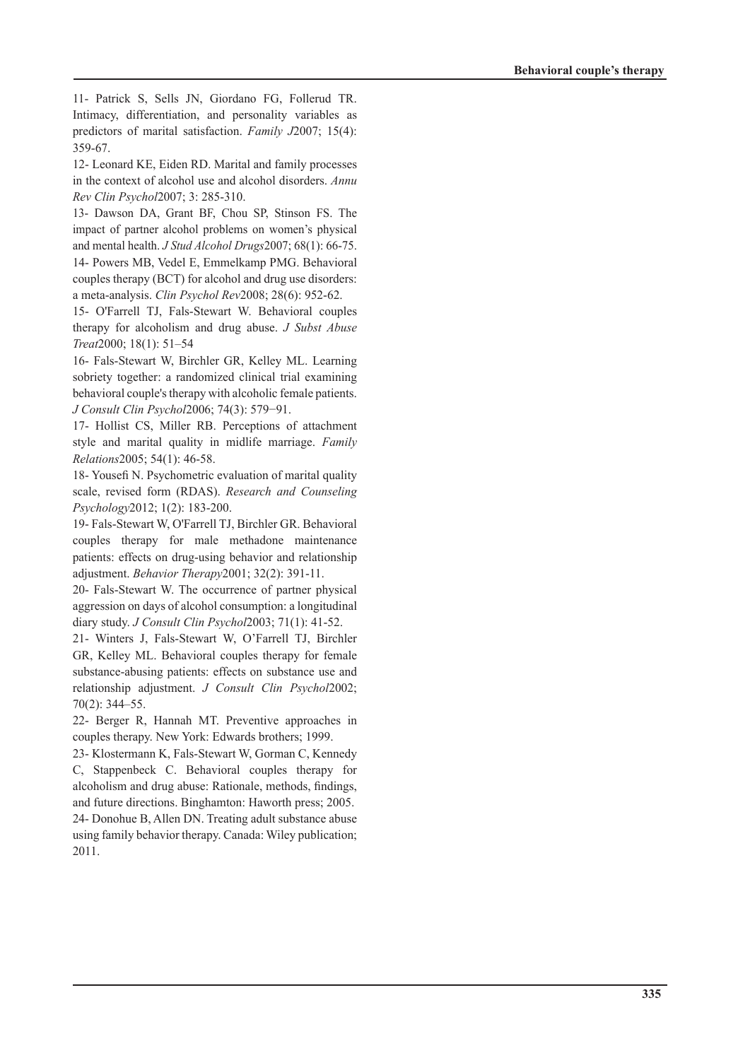11- Patrick S, Sells JN, Giordano FG, Follerud TR. Intimacy, differentiation, and personality variables as predictors of marital satisfaction. *Family J*2007; 15(4): 359-67.

12- Leonard KE, Eiden RD. Marital and family processes in the context of alcohol use and alcohol disorders. *Annu Rev Clin Psychol*2007; 3: 285-310.

13- Dawson DA, Grant BF, Chou SP, Stinson FS. The impact of partner alcohol problems on women's physical and mental health. *J Stud Alcohol Drugs*2007; 68(1): 66-75.

14- Powers MB, Vedel E, Emmelkamp PMG. Behavioral couples therapy (BCT) for alcohol and drug use disorders: a meta-analysis. *Clin Psychol Rev*2008; 28(6): 952-62.

15- O'Farrell TJ, Fals-Stewart W. Behavioral couples therapy for alcoholism and drug abuse. *J Subst Abuse Treat*2000; 18(1): 51–54

16- Fals-Stewart W, Birchler GR, Kelley ML. Learning sobriety together: a randomized clinical trial examining behavioral couple's therapy with alcoholic female patients. *J Consult Clin Psychol*2006; 74(3): 579−91.

17- Hollist CS, Miller RB. Perceptions of attachment style and marital quality in midlife marriage. *Family Relations*2005; 54(1): 46-58.

18- Yousefi N. Psychometric evaluation of marital quality scale, revised form (RDAS). *Research and Counseling Psychology*2012; 1(2): 183-200.

19- Fals-Stewart W, O'Farrell TJ, Birchler GR. Behavioral couples therapy for male methadone maintenance patients: effects on drug-using behavior and relationship adjustment. *Behavior Therapy*2001; 32(2): 391-11.

20- Fals-Stewart W. The occurrence of partner physical aggression on days of alcohol consumption: a longitudinal diary study. *J Consult Clin Psychol*2003; 71(1): 41-52.

21- Winters J, Fals-Stewart W, O'Farrell TJ, Birchler GR, Kelley ML. Behavioral couples therapy for female substance-abusing patients: effects on substance use and relationship adjustment. *J Consult Clin Psychol*2002; 70(2): 344–55.

22- Berger R, Hannah MT. Preventive approaches in couples therapy. New York: Edwards brothers; 1999.

23- Klostermann K, Fals-Stewart W, Gorman C, Kennedy C, Stappenbeck C. Behavioral couples therapy for alcoholism and drug abuse: Rationale, methods, findings, and future directions. Binghamton: Haworth press; 2005.

24- Donohue B, Allen DN. Treating adult substance abuse using family behavior therapy. Canada: Wiley publication; 2011.